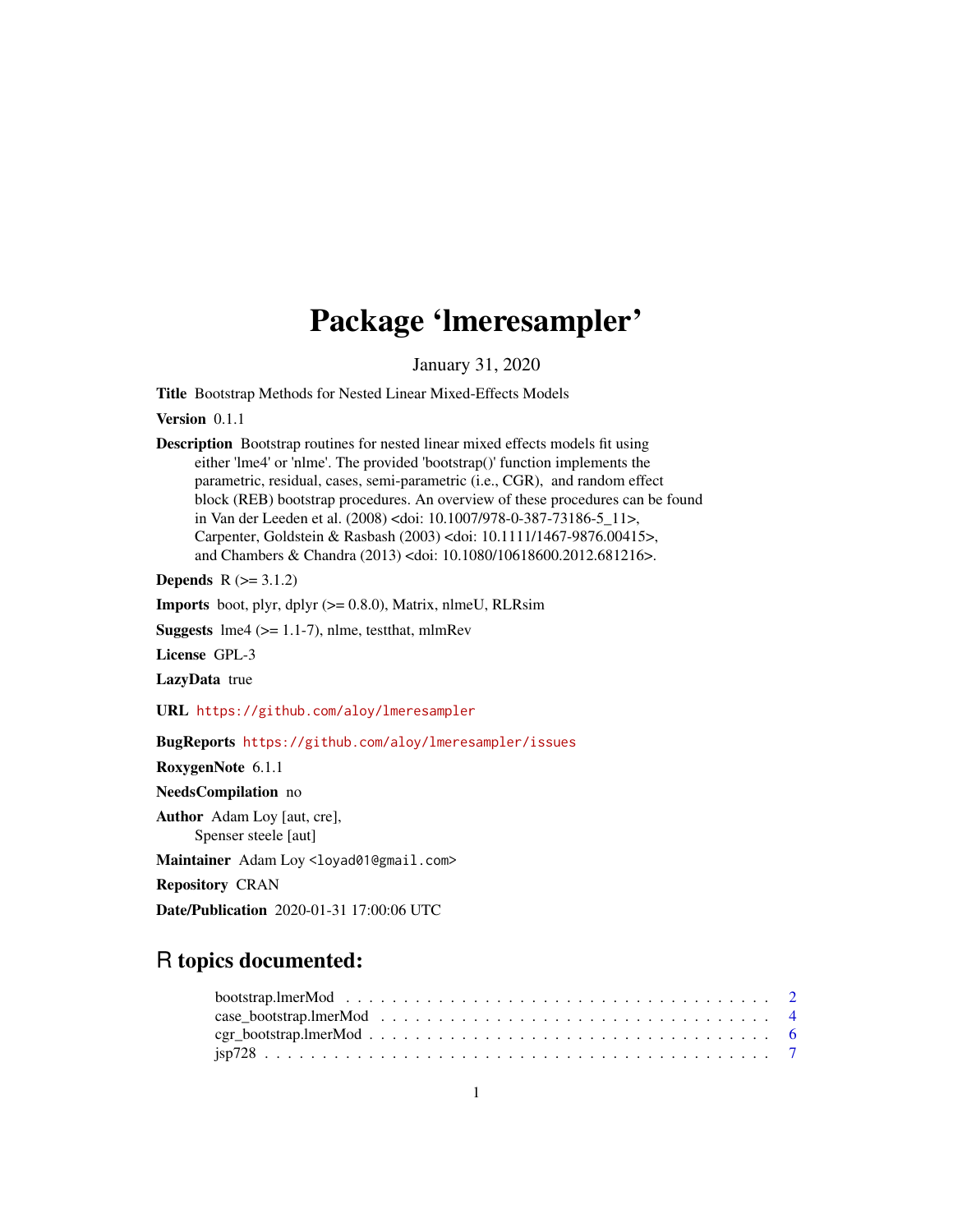# Package 'lmeresampler'

January 31, 2020

**Title** Bootstrap Methods for Nested Linear Mixed-Effects Models

**Version** 0.1.1

**Description** Bootstrap routines for nested linear mixed effects models fit using either 'lme4' or 'nlme'. The provided 'bootstrap()' function implements the parametric, residual, cases, semi-parametric (i.e., CGR), and random effect block (REB) bootstrap procedures. An overview of these procedures can be found in Van der Leeden et al. (2008) <doi: 10.1007/978-0-387-73186-5_11>, Carpenter, Goldstein & Rasbash (2003) <doi: 10.1111/1467-9876.00415>, and Chambers & Chandra (2013) <doi: 10.1080/10618600.2012.681216>.

**Depends** R (>= 3.1.2)

**Imports** boot, plyr, dplyr (>= 0.8.0), Matrix, nlmeU, RLRsim

**Suggests** lme4 (>= 1.1-7), nlme, testthat, mlmRev

**License** GPL-3

**LazyData** true

**URL** https://github.com/aloy/lmeresampler

**BugReports** https://github.com/aloy/lmeresampler/issues

**RoxygenNote** 6.1.1

**NeedsCompilation** no

**Author** Adam Loy [aut, cre],
Spenser steele [aut]

**Maintainer** Adam Loy <loyad01@gmail.com>

**Repository** CRAN

**Date/Publication** 2020-01-31 17:00:06 UTC

## R topics documented:

- bootstrap.lmerMod . . . . . . . . . . . . . . . . . . . . . . . . . . . . . . . . . . . . 2
- case_bootstrap.lmerMod . . . . . . . . . . . . . . . . . . . . . . . . . . . . . . . . . 4
- cgr_bootstrap.lmerMod . . . . . . . . . . . . . . . . . . . . . . . . . . . . . . . . . . 6
- jsp728 . . . . . . . . . . . . . . . . . . . . . . . . . . . . . . . . . . . . . . . . . . 7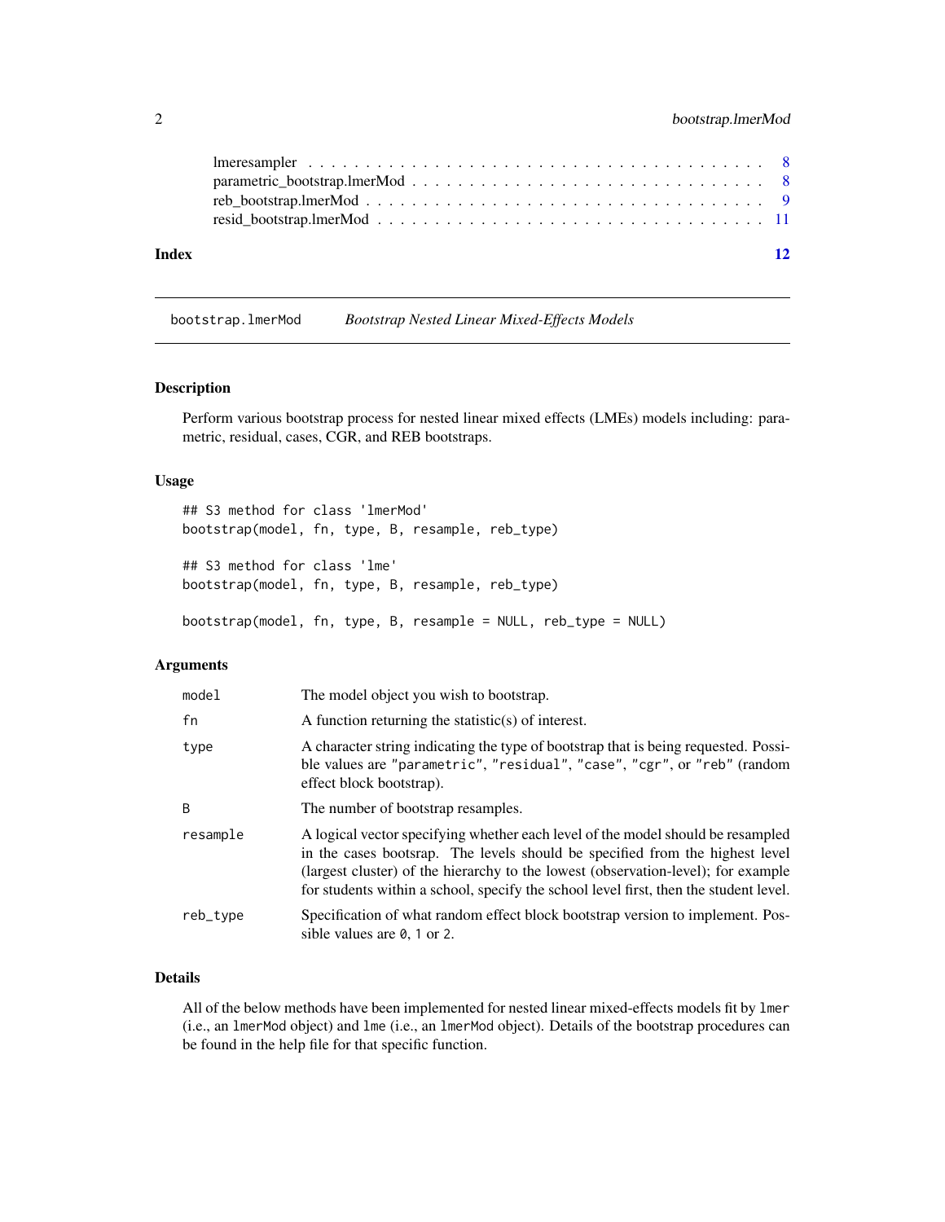lmeresampler . . . . . . . . . . . . . . . . . . . . . . . . . . . . . . . . . . . . . . . . 8
parametric_bootstrap.lmerMod . . . . . . . . . . . . . . . . . . . . . . . . . . . . . . . 8
reb_bootstrap.lmerMod . . . . . . . . . . . . . . . . . . . . . . . . . . . . . . . . . . . 9
resid_bootstrap.lmerMod . . . . . . . . . . . . . . . . . . . . . . . . . . . . . . . . . . 11

**Index** **12**

---

bootstrap.lmerMod *Bootstrap Nested Linear Mixed-Effects Models*

---

## Description

Perform various bootstrap process for nested linear mixed effects (LMEs) models including: parametric, residual, cases, CGR, and REB bootstraps.

## Usage

```
## S3 method for class 'lmerMod'
bootstrap(model, fn, type, B, resample, reb_type)

## S3 method for class 'lme'
bootstrap(model, fn, type, B, resample, reb_type)

bootstrap(model, fn, type, B, resample = NULL, reb_type = NULL)
```

## Arguments

| | |
|---|---|
| `model` | The model object you wish to bootstrap. |
| `fn` | A function returning the statistic(s) of interest. |
| `type` | A character string indicating the type of bootstrap that is being requested. Possible values are `"parametric"`, `"residual"`, `"case"`, `"cgr"`, or `"reb"` (random effect block bootstrap). |
| `B` | The number of bootstrap resamples. |
| `resample` | A logical vector specifying whether each level of the model should be resampled in the cases bootsrap. The levels should be specified from the highest level (largest cluster) of the hierarchy to the lowest (observation-level); for example for students within a school, specify the school level first, then the student level. |
| `reb_type` | Specification of what random effect block bootstrap version to implement. Possible values are `0`, `1` or `2`. |

## Details

All of the below methods have been implemented for nested linear mixed-effects models fit by `lmer` (i.e., an `lmerMod` object) and `lme` (i.e., an `lmerMod` object). Details of the bootstrap procedures can be found in the help file for that specific function.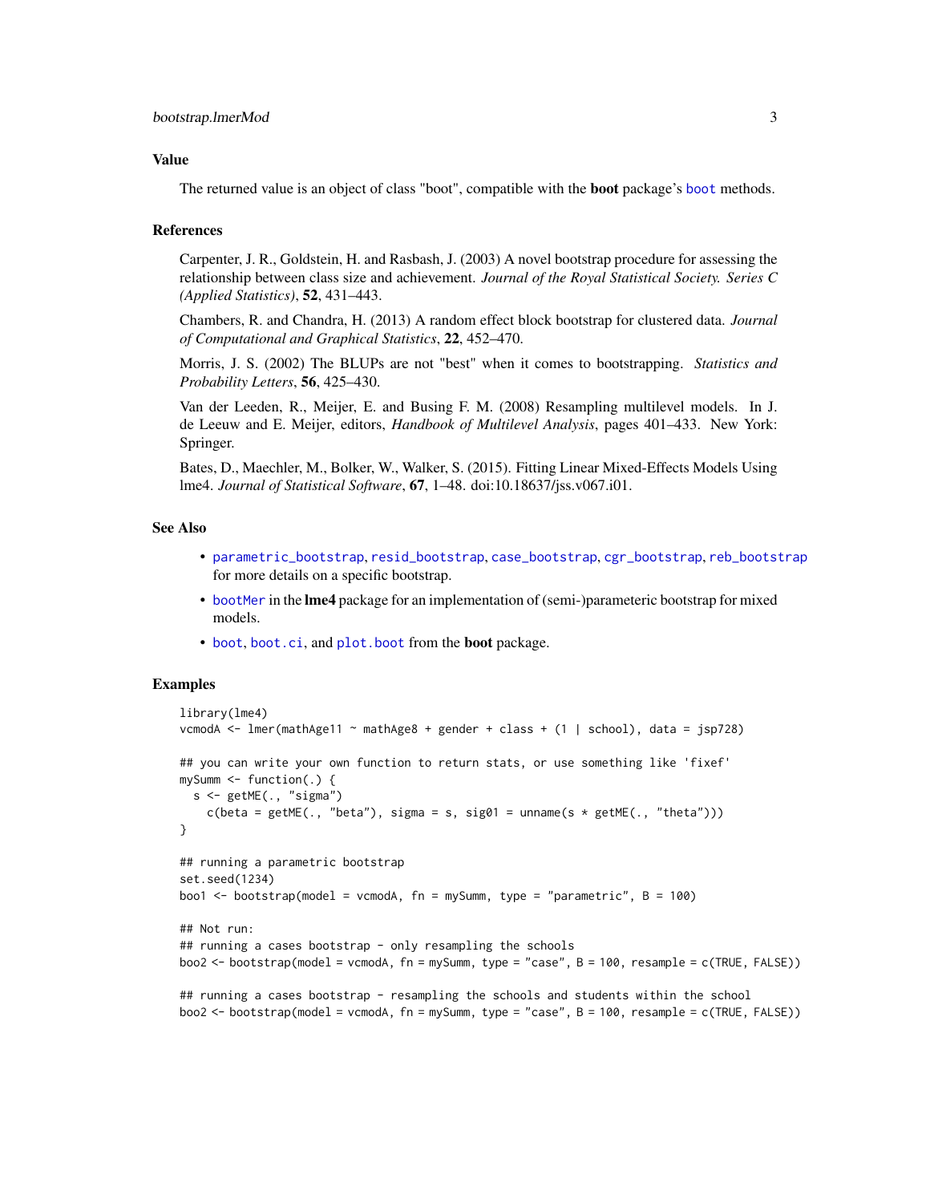## Value

The returned value is an object of class "boot", compatible with the **boot** package's `boot` methods.

## References

Carpenter, J. R., Goldstein, H. and Rasbash, J. (2003) A novel bootstrap procedure for assessing the relationship between class size and achievement. *Journal of the Royal Statistical Society. Series C (Applied Statistics)*, **52**, 431–443.

Chambers, R. and Chandra, H. (2013) A random effect block bootstrap for clustered data. *Journal of Computational and Graphical Statistics*, **22**, 452–470.

Morris, J. S. (2002) The BLUPs are not "best" when it comes to bootstrapping. *Statistics and Probability Letters*, **56**, 425–430.

Van der Leeden, R., Meijer, E. and Busing F. M. (2008) Resampling multilevel models. In J. de Leeuw and E. Meijer, editors, *Handbook of Multilevel Analysis*, pages 401–433. New York: Springer.

Bates, D., Maechler, M., Bolker, W., Walker, S. (2015). Fitting Linear Mixed-Effects Models Using lme4. *Journal of Statistical Software*, **67**, 1–48. doi:10.18637/jss.v067.i01.

## See Also

- `parametric_bootstrap`, `resid_bootstrap`, `case_bootstrap`, `cgr_bootstrap`, `reb_bootstrap` for more details on a specific bootstrap.
- `bootMer` in the **lme4** package for an implementation of (semi-)parameteric bootstrap for mixed models.
- `boot`, `boot.ci`, and `plot.boot` from the **boot** package.

## Examples

```
library(lme4)
vcmodA <- lmer(mathAge11 ~ mathAge8 + gender + class + (1 | school), data = jsp728)

## you can write your own function to return stats, or use something like 'fixef'
mySumm <- function(.) {
  s <- getME(., "sigma")
    c(beta = getME(., "beta"), sigma = s, sig01 = unname(s * getME(., "theta")))
}

## running a parametric bootstrap
set.seed(1234)
boo1 <- bootstrap(model = vcmodA, fn = mySumm, type = "parametric", B = 100)

## Not run:
## running a cases bootstrap - only resampling the schools
boo2 <- bootstrap(model = vcmodA, fn = mySumm, type = "case", B = 100, resample = c(TRUE, FALSE))

## running a cases bootstrap - resampling the schools and students within the school
boo2 <- bootstrap(model = vcmodA, fn = mySumm, type = "case", B = 100, resample = c(TRUE, FALSE))
```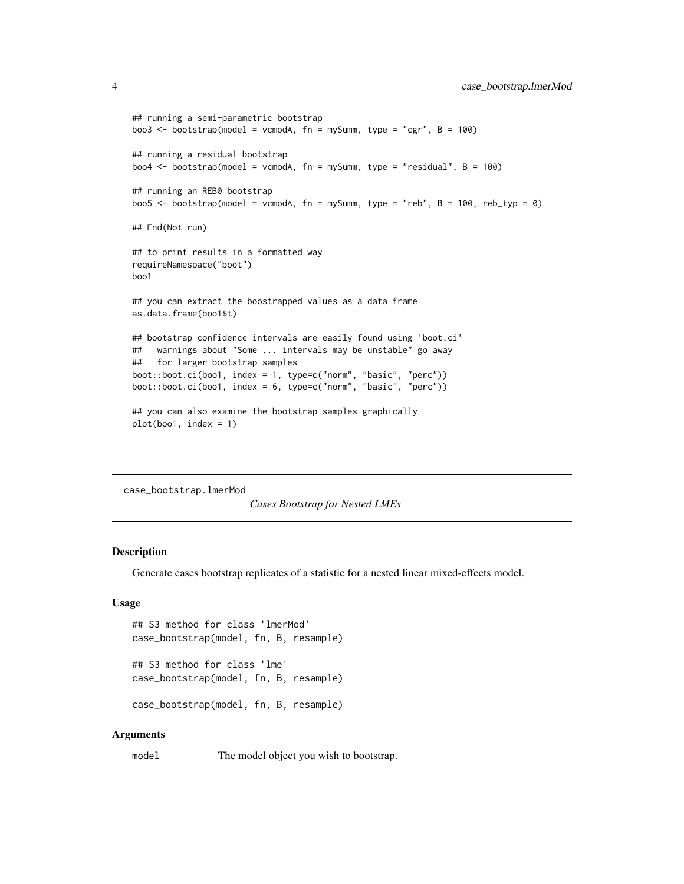```
## running a semi-parametric bootstrap
boo3 <- bootstrap(model = vcmodA, fn = mySumm, type = "cgr", B = 100)

## running a residual bootstrap
boo4 <- bootstrap(model = vcmodA, fn = mySumm, type = "residual", B = 100)

## running an REB0 bootstrap
boo5 <- bootstrap(model = vcmodA, fn = mySumm, type = "reb", B = 100, reb_typ = 0)

## End(Not run)

## to print results in a formatted way
requireNamespace("boot")
boo1

## you can extract the boostrapped values as a data frame
as.data.frame(boo1$t)

## bootstrap confidence intervals are easily found using 'boot.ci'
##   warnings about "Some ... intervals may be unstable" go away
##   for larger bootstrap samples
boot::boot.ci(boo1, index = 1, type=c("norm", "basic", "perc"))
boot::boot.ci(boo1, index = 6, type=c("norm", "basic", "perc"))

## you can also examine the bootstrap samples graphically
plot(boo1, index = 1)
```

---

case_bootstrap.lmerMod — *Cases Bootstrap for Nested LMEs*

---

### Description

Generate cases bootstrap replicates of a statistic for a nested linear mixed-effects model.

### Usage

```
## S3 method for class 'lmerMod'
case_bootstrap(model, fn, B, resample)

## S3 method for class 'lme'
case_bootstrap(model, fn, B, resample)

case_bootstrap(model, fn, B, resample)
```

### Arguments

| | |
|---|---|
| `model` | The model object you wish to bootstrap. |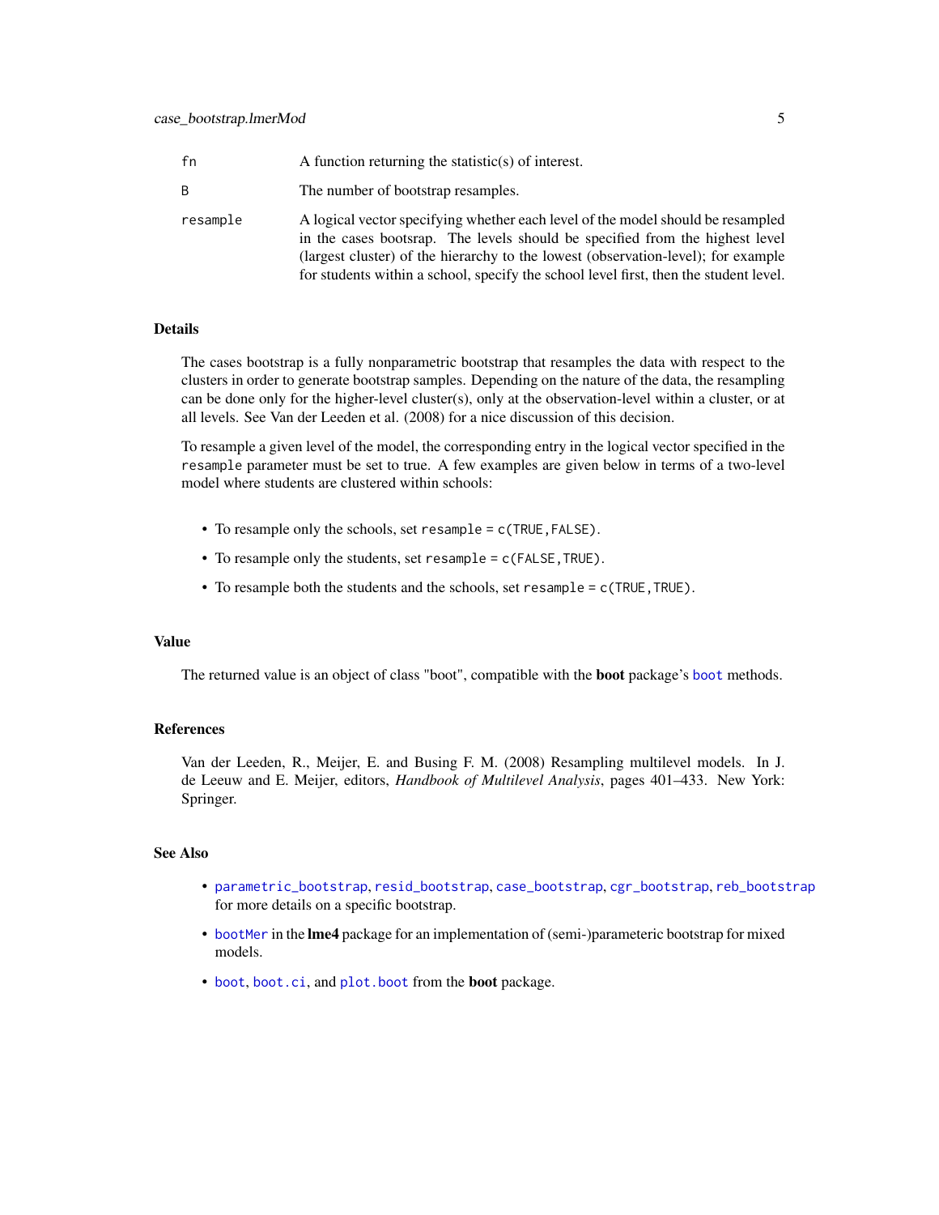| | |
|---|---|
| fn | A function returning the statistic(s) of interest. |
| B | The number of bootstrap resamples. |
| resample | A logical vector specifying whether each level of the model should be resampled in the cases bootsrap. The levels should be specified from the highest level (largest cluster) of the hierarchy to the lowest (observation-level); for example for students within a school, specify the school level first, then the student level. |

## Details

The cases bootstrap is a fully nonparametric bootstrap that resamples the data with respect to the clusters in order to generate bootstrap samples. Depending on the nature of the data, the resampling can be done only for the higher-level cluster(s), only at the observation-level within a cluster, or at all levels. See Van der Leeden et al. (2008) for a nice discussion of this decision.

To resample a given level of the model, the corresponding entry in the logical vector specified in the `resample` parameter must be set to true. A few examples are given below in terms of a two-level model where students are clustered within schools:

- To resample only the schools, set `resample = c(TRUE,FALSE)`.
- To resample only the students, set `resample = c(FALSE,TRUE)`.
- To resample both the students and the schools, set `resample = c(TRUE,TRUE)`.

## Value

The returned value is an object of class "boot", compatible with the **boot** package's `boot` methods.

## References

Van der Leeden, R., Meijer, E. and Busing F. M. (2008) Resampling multilevel models. In J. de Leeuw and E. Meijer, editors, *Handbook of Multilevel Analysis*, pages 401–433. New York: Springer.

## See Also

- `parametric_bootstrap`, `resid_bootstrap`, `case_bootstrap`, `cgr_bootstrap`, `reb_bootstrap` for more details on a specific bootstrap.
- `bootMer` in the **lme4** package for an implementation of (semi-)parameteric bootstrap for mixed models.
- `boot`, `boot.ci`, and `plot.boot` from the **boot** package.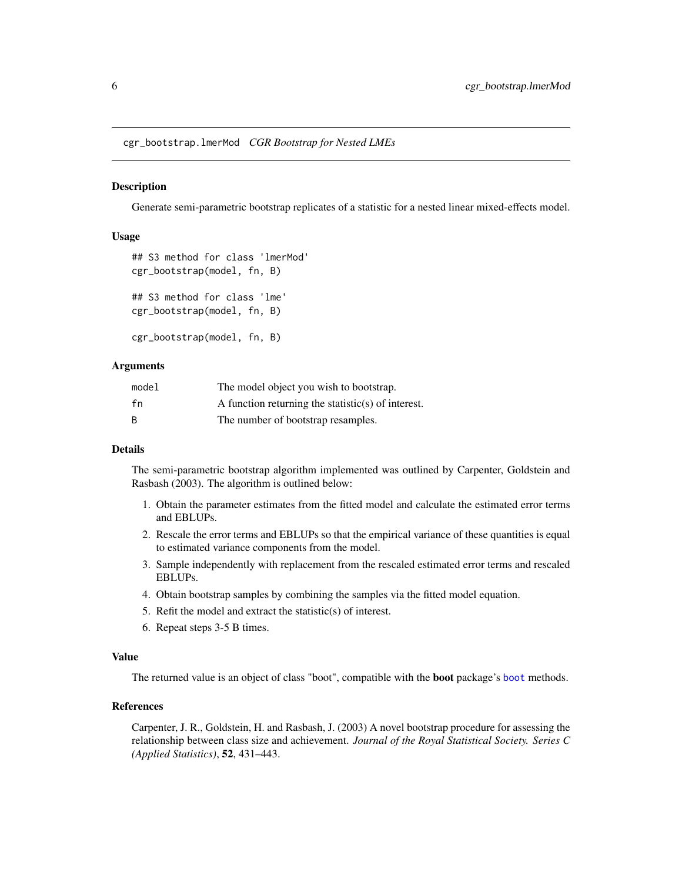# cgr_bootstrap.lmerMod *CGR Bootstrap for Nested LMEs*

## Description

Generate semi-parametric bootstrap replicates of a statistic for a nested linear mixed-effects model.

## Usage

```
## S3 method for class 'lmerMod'
cgr_bootstrap(model, fn, B)

## S3 method for class 'lme'
cgr_bootstrap(model, fn, B)

cgr_bootstrap(model, fn, B)
```

## Arguments

| | |
|---|---|
| model | The model object you wish to bootstrap. |
| fn | A function returning the statistic(s) of interest. |
| B | The number of bootstrap resamples. |

## Details

The semi-parametric bootstrap algorithm implemented was outlined by Carpenter, Goldstein and Rasbash (2003). The algorithm is outlined below:

1. Obtain the parameter estimates from the fitted model and calculate the estimated error terms and EBLUPs.
2. Rescale the error terms and EBLUPs so that the empirical variance of these quantities is equal to estimated variance components from the model.
3. Sample independently with replacement from the rescaled estimated error terms and rescaled EBLUPs.
4. Obtain bootstrap samples by combining the samples via the fitted model equation.
5. Refit the model and extract the statistic(s) of interest.
6. Repeat steps 3-5 B times.

## Value

The returned value is an object of class "boot", compatible with the **boot** package's `boot` methods.

## References

Carpenter, J. R., Goldstein, H. and Rasbash, J. (2003) A novel bootstrap procedure for assessing the relationship between class size and achievement. *Journal of the Royal Statistical Society. Series C (Applied Statistics)*, **52**, 431–443.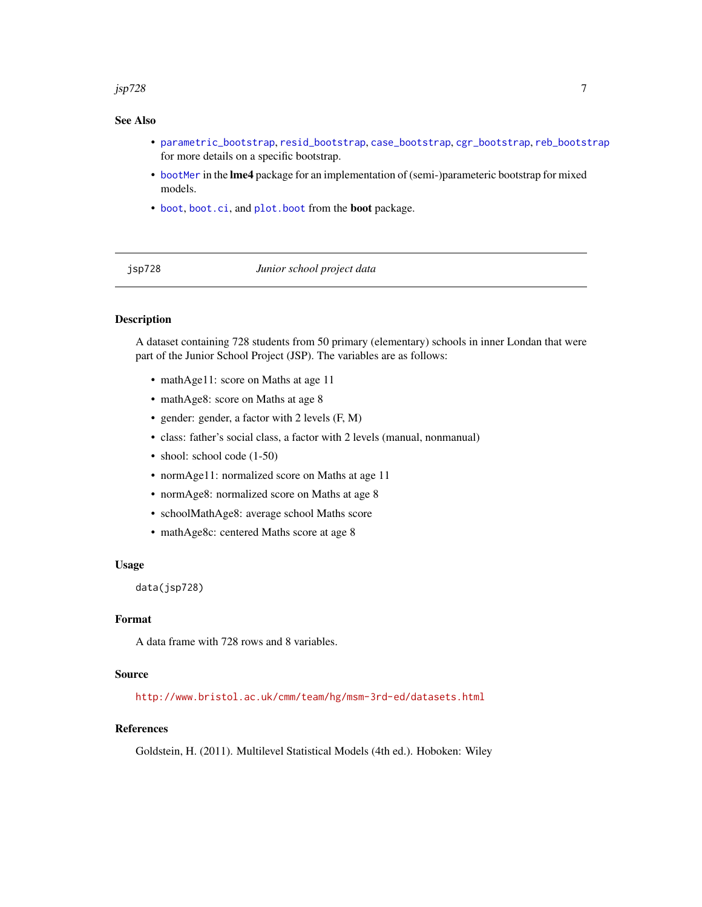## See Also

- `parametric_bootstrap`, `resid_bootstrap`, `case_bootstrap`, `cgr_bootstrap`, `reb_bootstrap` for more details on a specific bootstrap.
- `bootMer` in the **lme4** package for an implementation of (semi-)parameteric bootstrap for mixed models.
- `boot`, `boot.ci`, and `plot.boot` from the **boot** package.

---

# jsp728 — *Junior school project data*

---

## Description

A dataset containing 728 students from 50 primary (elementary) schools in inner Londan that were part of the Junior School Project (JSP). The variables are as follows:

- mathAge11: score on Maths at age 11
- mathAge8: score on Maths at age 8
- gender: gender, a factor with 2 levels (F, M)
- class: father's social class, a factor with 2 levels (manual, nonmanual)
- shool: school code (1-50)
- normAge11: normalized score on Maths at age 11
- normAge8: normalized score on Maths at age 8
- schoolMathAge8: average school Maths score
- mathAge8c: centered Maths score at age 8

## Usage

```
data(jsp728)
```

## Format

A data frame with 728 rows and 8 variables.

## Source

http://www.bristol.ac.uk/cmm/team/hg/msm-3rd-ed/datasets.html

## References

Goldstein, H. (2011). Multilevel Statistical Models (4th ed.). Hoboken: Wiley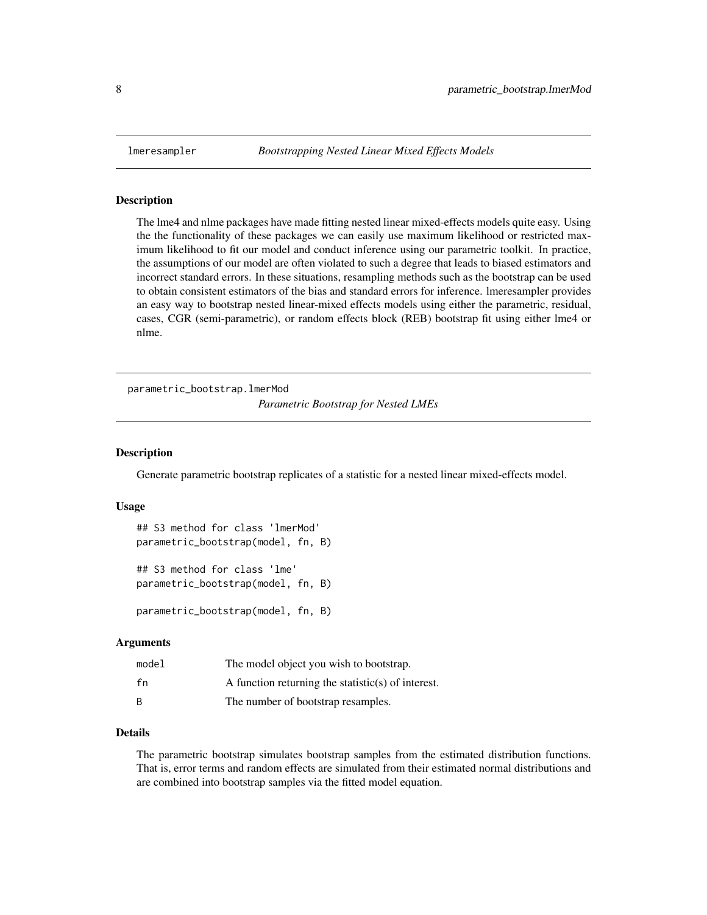## lmeresampler *Bootstrapping Nested Linear Mixed Effects Models*

### Description

The lme4 and nlme packages have made fitting nested linear mixed-effects models quite easy. Using the the functionality of these packages we can easily use maximum likelihood or restricted maximum likelihood to fit our model and conduct inference using our parametric toolkit. In practice, the assumptions of our model are often violated to such a degree that leads to biased estimators and incorrect standard errors. In these situations, resampling methods such as the bootstrap can be used to obtain consistent estimators of the bias and standard errors for inference. lmeresampler provides an easy way to bootstrap nested linear-mixed effects models using either the parametric, residual, cases, CGR (semi-parametric), or random effects block (REB) bootstrap fit using either lme4 or nlme.

## parametric_bootstrap.lmerMod *Parametric Bootstrap for Nested LMEs*

### Description

Generate parametric bootstrap replicates of a statistic for a nested linear mixed-effects model.

### Usage

```
## S3 method for class 'lmerMod'
parametric_bootstrap(model, fn, B)

## S3 method for class 'lme'
parametric_bootstrap(model, fn, B)

parametric_bootstrap(model, fn, B)
```

### Arguments

| | |
|---|---|
| model | The model object you wish to bootstrap. |
| fn | A function returning the statistic(s) of interest. |
| B | The number of bootstrap resamples. |

### Details

The parametric bootstrap simulates bootstrap samples from the estimated distribution functions. That is, error terms and random effects are simulated from their estimated normal distributions and are combined into bootstrap samples via the fitted model equation.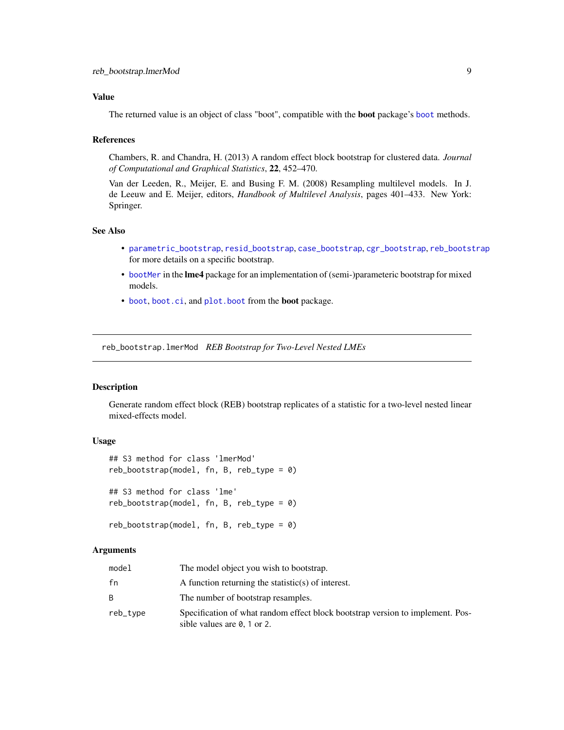## Value

The returned value is an object of class "boot", compatible with the **boot** package's `boot` methods.

## References

Chambers, R. and Chandra, H. (2013) A random effect block bootstrap for clustered data. *Journal of Computational and Graphical Statistics*, **22**, 452–470.

Van der Leeden, R., Meijer, E. and Busing F. M. (2008) Resampling multilevel models. In J. de Leeuw and E. Meijer, editors, *Handbook of Multilevel Analysis*, pages 401–433. New York: Springer.

## See Also

- `parametric_bootstrap`, `resid_bootstrap`, `case_bootstrap`, `cgr_bootstrap`, `reb_bootstrap` for more details on a specific bootstrap.
- `bootMer` in the **lme4** package for an implementation of (semi-)parameteric bootstrap for mixed models.
- `boot`, `boot.ci`, and `plot.boot` from the **boot** package.

---

# reb_bootstrap.lmerMod *REB Bootstrap for Two-Level Nested LMEs*

## Description

Generate random effect block (REB) bootstrap replicates of a statistic for a two-level nested linear mixed-effects model.

## Usage

```
## S3 method for class 'lmerMod'
reb_bootstrap(model, fn, B, reb_type = 0)

## S3 method for class 'lme'
reb_bootstrap(model, fn, B, reb_type = 0)

reb_bootstrap(model, fn, B, reb_type = 0)
```

## Arguments

| | |
|---|---|
| `model` | The model object you wish to bootstrap. |
| `fn` | A function returning the statistic(s) of interest. |
| `B` | The number of bootstrap resamples. |
| `reb_type` | Specification of what random effect block bootstrap version to implement. Possible values are `0`, `1` or `2`. |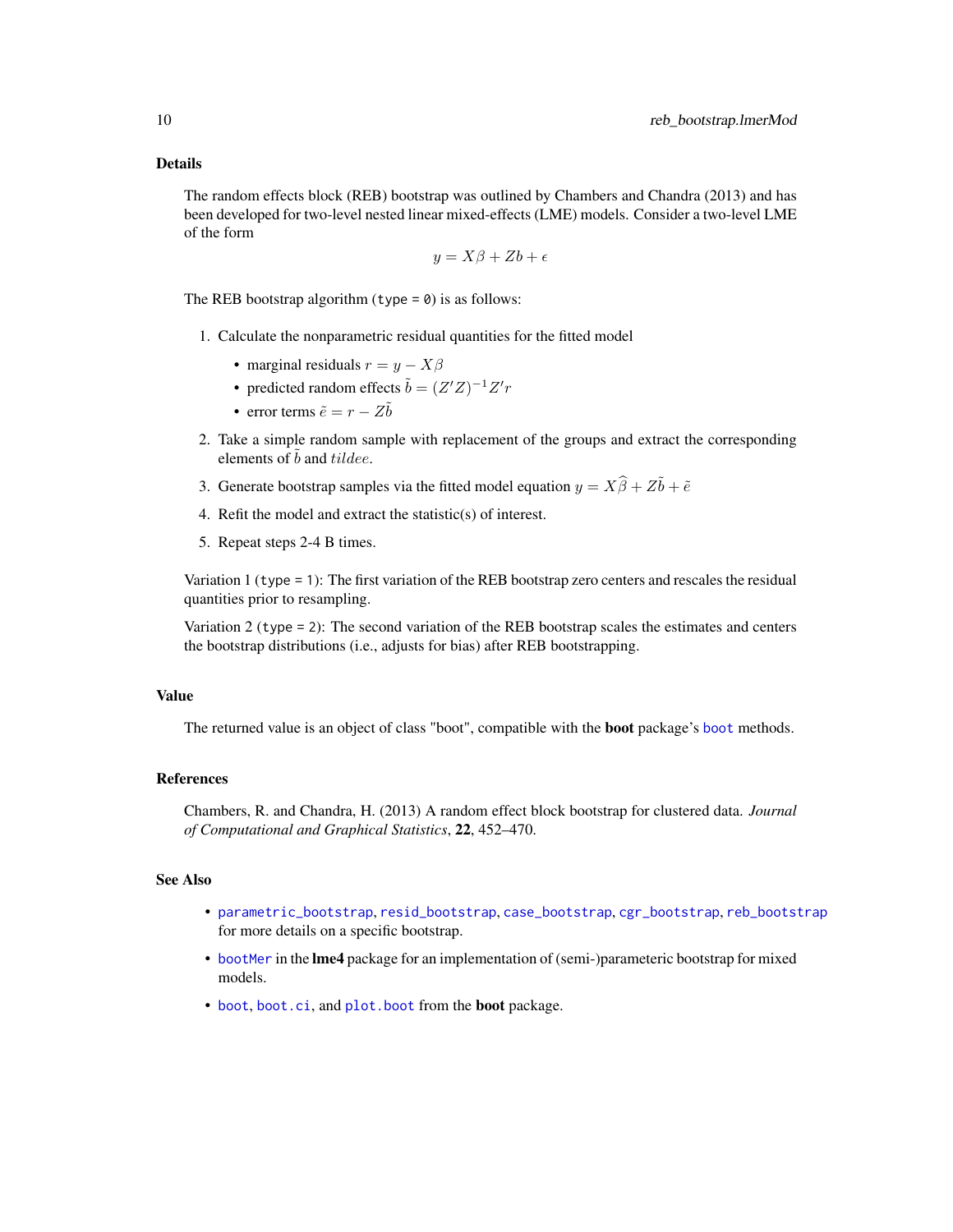## Details

The random effects block (REB) bootstrap was outlined by Chambers and Chandra (2013) and has been developed for two-level nested linear mixed-effects (LME) models. Consider a two-level LME of the form

$$y = X\beta + Zb + \epsilon$$

The REB bootstrap algorithm (`type = 0`) is as follows:

1. Calculate the nonparametric residual quantities for the fitted model
   - marginal residuals $r = y - X\beta$
   - predicted random effects $\tilde{b} = (Z'Z)^{-1}Z'r$
   - error terms $\tilde{e} = r - Z\tilde{b}$
2. Take a simple random sample with replacement of the groups and extract the corresponding elements of $\tilde{b}$ and $tildee$.
3. Generate bootstrap samples via the fitted model equation $y = X\widehat{\beta} + Z\tilde{b} + \tilde{e}$
4. Refit the model and extract the statistic(s) of interest.
5. Repeat steps 2-4 B times.

Variation 1 (`type = 1`): The first variation of the REB bootstrap zero centers and rescales the residual quantities prior to resampling.

Variation 2 (`type = 2`): The second variation of the REB bootstrap scales the estimates and centers the bootstrap distributions (i.e., adjusts for bias) after REB bootstrapping.

## Value

The returned value is an object of class "boot", compatible with the **boot** package's `boot` methods.

## References

Chambers, R. and Chandra, H. (2013) A random effect block bootstrap for clustered data. *Journal of Computational and Graphical Statistics*, **22**, 452–470.

## See Also

- `parametric_bootstrap`, `resid_bootstrap`, `case_bootstrap`, `cgr_bootstrap`, `reb_bootstrap` for more details on a specific bootstrap.
- `bootMer` in the **lme4** package for an implementation of (semi-)parameteric bootstrap for mixed models.
- `boot`, `boot.ci`, and `plot.boot` from the **boot** package.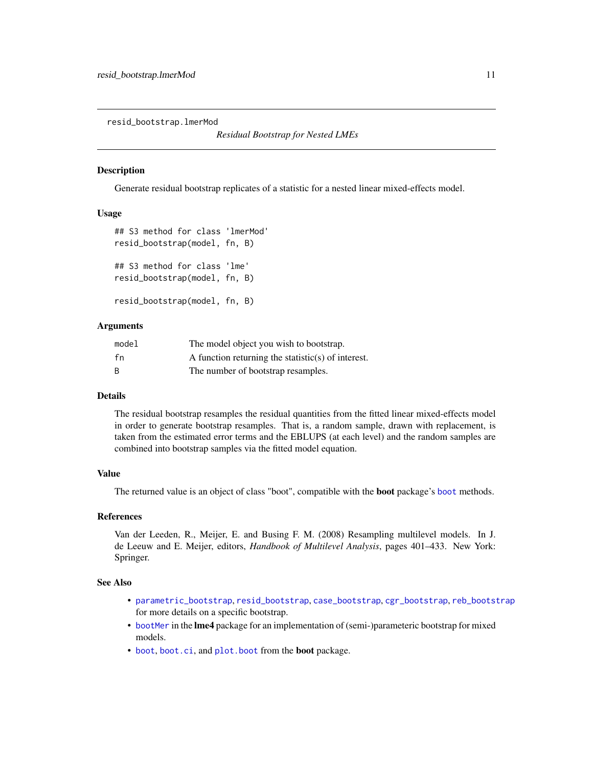resid_bootstrap.lmerMod

*Residual Bootstrap for Nested LMEs*

## Description

Generate residual bootstrap replicates of a statistic for a nested linear mixed-effects model.

## Usage

```
## S3 method for class 'lmerMod'
resid_bootstrap(model, fn, B)

## S3 method for class 'lme'
resid_bootstrap(model, fn, B)

resid_bootstrap(model, fn, B)
```

## Arguments

| | |
|---|---|
| model | The model object you wish to bootstrap. |
| fn | A function returning the statistic(s) of interest. |
| B | The number of bootstrap resamples. |

## Details

The residual bootstrap resamples the residual quantities from the fitted linear mixed-effects model in order to generate bootstrap resamples. That is, a random sample, drawn with replacement, is taken from the estimated error terms and the EBLUPS (at each level) and the random samples are combined into bootstrap samples via the fitted model equation.

## Value

The returned value is an object of class "boot", compatible with the **boot** package's `boot` methods.

## References

Van der Leeden, R., Meijer, E. and Busing F. M. (2008) Resampling multilevel models. In J. de Leeuw and E. Meijer, editors, *Handbook of Multilevel Analysis*, pages 401–433. New York: Springer.

## See Also

- `parametric_bootstrap`, `resid_bootstrap`, `case_bootstrap`, `cgr_bootstrap`, `reb_bootstrap` for more details on a specific bootstrap.
- `bootMer` in the **lme4** package for an implementation of (semi-)parameteric bootstrap for mixed models.
- `boot`, `boot.ci`, and `plot.boot` from the **boot** package.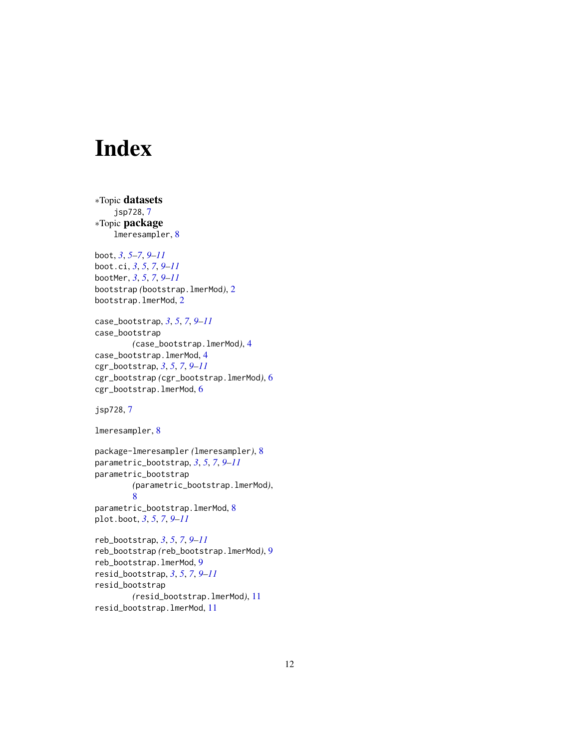# Index

*Topic **datasets**
    jsp728, 7
*Topic **package**
    lmeresampler, 8

boot, *3*, *5–7*, *9–11*
boot.ci, *3*, *5*, *7*, *9–11*
bootMer, *3*, *5*, *7*, *9–11*
bootstrap *(*bootstrap.lmerMod*)*, 2
bootstrap.lmerMod, 2

case_bootstrap, *3*, *5*, *7*, *9–11*
case_bootstrap
        *(*case_bootstrap.lmerMod*)*, 4
case_bootstrap.lmerMod, 4
cgr_bootstrap, *3*, *5*, *7*, *9–11*
cgr_bootstrap *(*cgr_bootstrap.lmerMod*)*, 6
cgr_bootstrap.lmerMod, 6

jsp728, 7

lmeresampler, 8

package-lmeresampler *(*lmeresampler*)*, 8
parametric_bootstrap, *3*, *5*, *7*, *9–11*
parametric_bootstrap
        *(*parametric_bootstrap.lmerMod*)*,
        8
parametric_bootstrap.lmerMod, 8
plot.boot, *3*, *5*, *7*, *9–11*

reb_bootstrap, *3*, *5*, *7*, *9–11*
reb_bootstrap *(*reb_bootstrap.lmerMod*)*, 9
reb_bootstrap.lmerMod, 9
resid_bootstrap, *3*, *5*, *7*, *9–11*
resid_bootstrap
        *(*resid_bootstrap.lmerMod*)*, 11
resid_bootstrap.lmerMod, 11